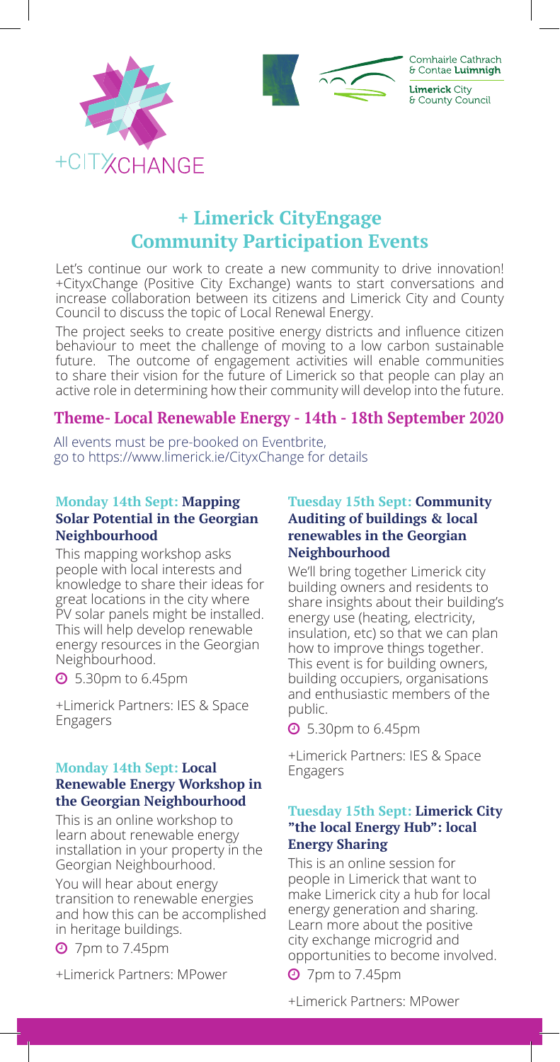+CITYxCHANGE

Comhairle Cathrach & Contae Luimnigh

Limerick City & County Council

# + Limerick CityEngage Community Participation Events

Let's continue our work to create a new community to drive innovation! +CityxChange (Positive City Exchange) wants to start conversations and increase collaboration between its citizens and Limerick City and County Council to discuss the topic of Local Renewal Energy.

The project seeks to create positive energy districts and influence citizen behaviour to meet the challenge of moving to a low carbon sustainable future. The outcome of engagement activities will enable communities to share their vision for the future of Limerick so that people can play an active role in determining how their community will develop into the future.

## Theme- Local Renewable Energy - 14th - 18th September 2020

All events must be pre-booked on Eventbrite, go to https://www.limerick.ie/CityxChange for details

### Monday 14th Sept: Mapping Solar Potential in the Georgian Neighbourhood

This mapping workshop asks people with local interests and knowledge to share their ideas for great locations in the city where PV solar panels might be installed. This will help develop renewable energy resources in the Georgian Neighbourhood.

5.30pm to 6.45pm

+Limerick Partners: IES & Space Engagers

### Monday 14th Sept: Local Renewable Energy Workshop in the Georgian Neighbourhood

This is an online workshop to learn about renewable energy installation in your property in the Georgian Neighbourhood.

You will hear about energy transition to renewable energies and how this can be accomplished in heritage buildings.

7pm to 7.45pm

+Limerick Partners: MPower

### Tuesday 15th Sept: Community Auditing of buildings & local renewables in the Georgian Neighbourhood

We'll bring together Limerick city building owners and residents to share insights about their building's energy use (heating, electricity, insulation, etc) so that we can plan how to improve things together. This event is for building owners, building occupiers, organisations and enthusiastic members of the public.

5.30pm to 6.45pm

+Limerick Partners: IES & Space Engagers

### Tuesday 15th Sept: Limerick City "the local Energy Hub": local Energy Sharing

This is an online session for people in Limerick that want to make Limerick city a hub for local energy generation and sharing. Learn more about the positive city exchange microgrid and opportunities to become involved.

7pm to 7.45pm

+Limerick Partners: MPower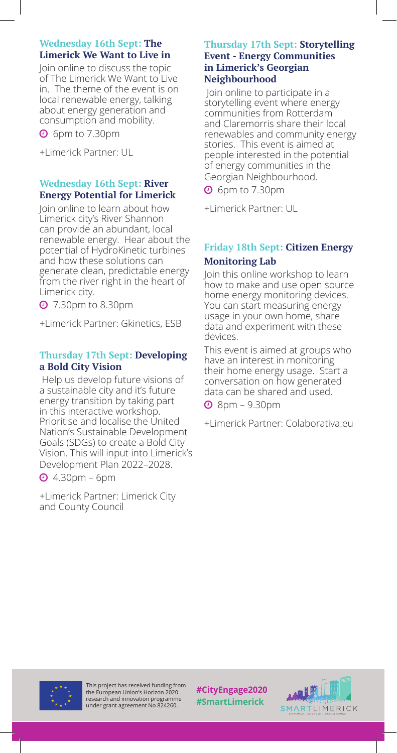### Wednesday 16th Sept: The Limerick We Want to Live in

Join online to discuss the topic of The Limerick We Want to Live in. The theme of the event is on local renewable energy, talking about energy generation and consumption and mobility.

6pm to 7.30pm

+Limerick Partner: UL

### Wednesday 16th Sept: River Energy Potential for Limerick

Join online to learn about how Limerick city's River Shannon can provide an abundant, local renewable energy. Hear about the potential of HydroKinetic turbines and how these solutions can generate clean, predictable energy from the river right in the heart of Limerick city.

7.30pm to 8.30pm

+Limerick Partner: Gkinetics, ESB

### Thursday 17th Sept: Developing a Bold City Vision

Help us develop future visions of a sustainable city and it's future energy transition by taking part in this interactive workshop. Prioritise and localise the United Nation's Sustainable Development Goals (SDGs) to create a Bold City Vision. This will input into Limerick's Development Plan 2022–2028.

4.30pm – 6pm

+Limerick Partner: Limerick City and County Council

### Thursday 17th Sept: Storytelling Event - Energy Communities in Limerick's Georgian Neighbourhood

Join online to participate in a storytelling event where energy communities from Rotterdam and Claremorris share their local renewables and community energy stories. This event is aimed at people interested in the potential of energy communities in the Georgian Neighbourhood.

6pm to 7.30pm

+Limerick Partner: UL

### Friday 18th Sept: Citizen Energy Monitoring Lab

Join this online workshop to learn how to make and use open source home energy monitoring devices. You can start measuring energy usage in your own home, share data and experiment with these devices.

This event is aimed at groups who have an interest in monitoring their home energy usage. Start a conversation on how generated data can be shared and used.

8pm – 9.30pm

+Limerick Partner: Colaborativa.eu

This project has received funding from the European Union's Horizon 2020 research and innovation programme under grant agreement No 824260.

**#CityEngage2020**
**#SmartLimerick**

SMARTLIMERICK